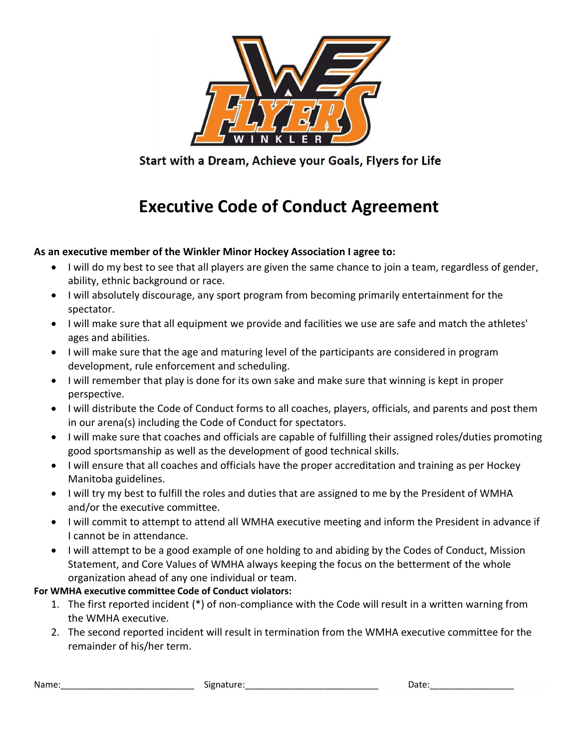Start with a Dream, Achieve your Goals, Flyers for Life

# Executive Code of Conduct Agreement

**As an executive member of the Winkler Minor Hockey Association I agree to:**

- I will do my best to see that all players are given the same chance to join a team, regardless of gender, ability, ethnic background or race.
- I will absolutely discourage, any sport program from becoming primarily entertainment for the spectator.
- I will make sure that all equipment we provide and facilities we use are safe and match the athletes' ages and abilities.
- I will make sure that the age and maturing level of the participants are considered in program development, rule enforcement and scheduling.
- I will remember that play is done for its own sake and make sure that winning is kept in proper perspective.
- I will distribute the Code of Conduct forms to all coaches, players, officials, and parents and post them in our arena(s) including the Code of Conduct for spectators.
- I will make sure that coaches and officials are capable of fulfilling their assigned roles/duties promoting good sportsmanship as well as the development of good technical skills.
- I will ensure that all coaches and officials have the proper accreditation and training as per Hockey Manitoba guidelines.
- I will try my best to fulfill the roles and duties that are assigned to me by the President of WMHA and/or the executive committee.
- I will commit to attempt to attend all WMHA executive meeting and inform the President in advance if I cannot be in attendance.
- I will attempt to be a good example of one holding to and abiding by the Codes of Conduct, Mission Statement, and Core Values of WMHA always keeping the focus on the betterment of the whole organization ahead of any one individual or team.

**For WMHA executive committee Code of Conduct violators:**

1. The first reported incident (*) of non-compliance with the Code will result in a written warning from the WMHA executive.
2. The second reported incident will result in termination from the WMHA executive committee for the remainder of his/her term.

Name:__________________________ Signature:__________________________ Date:________________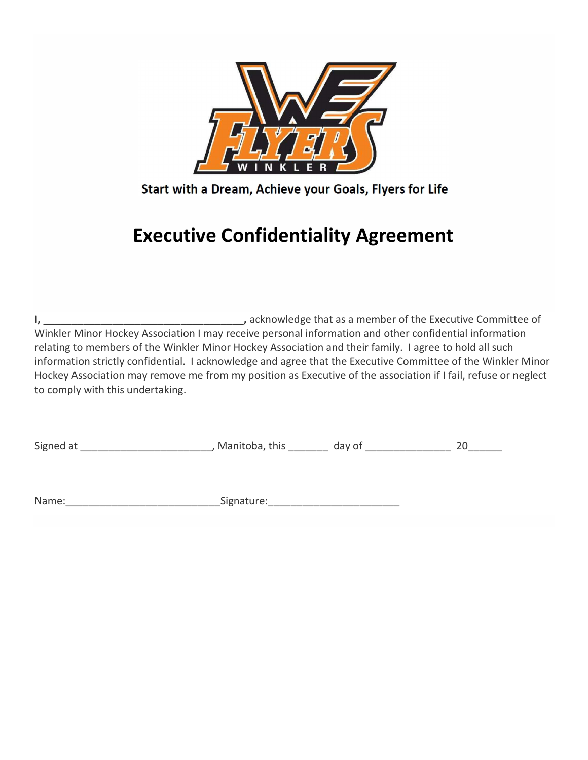Start with a Dream, Achieve your Goals, Flyers for Life

# Executive Confidentiality Agreement

**I, ___________________________________,** acknowledge that as a member of the Executive Committee of Winkler Minor Hockey Association I may receive personal information and other confidential information relating to members of the Winkler Minor Hockey Association and their family. I agree to hold all such information strictly confidential. I acknowledge and agree that the Executive Committee of the Winkler Minor Hockey Association may remove me from my position as Executive of the association if I fail, refuse or neglect to comply with this undertaking.

Signed at ______________________, Manitoba, this _______ day of ______________ 20______

Name:__________________________Signature:______________________